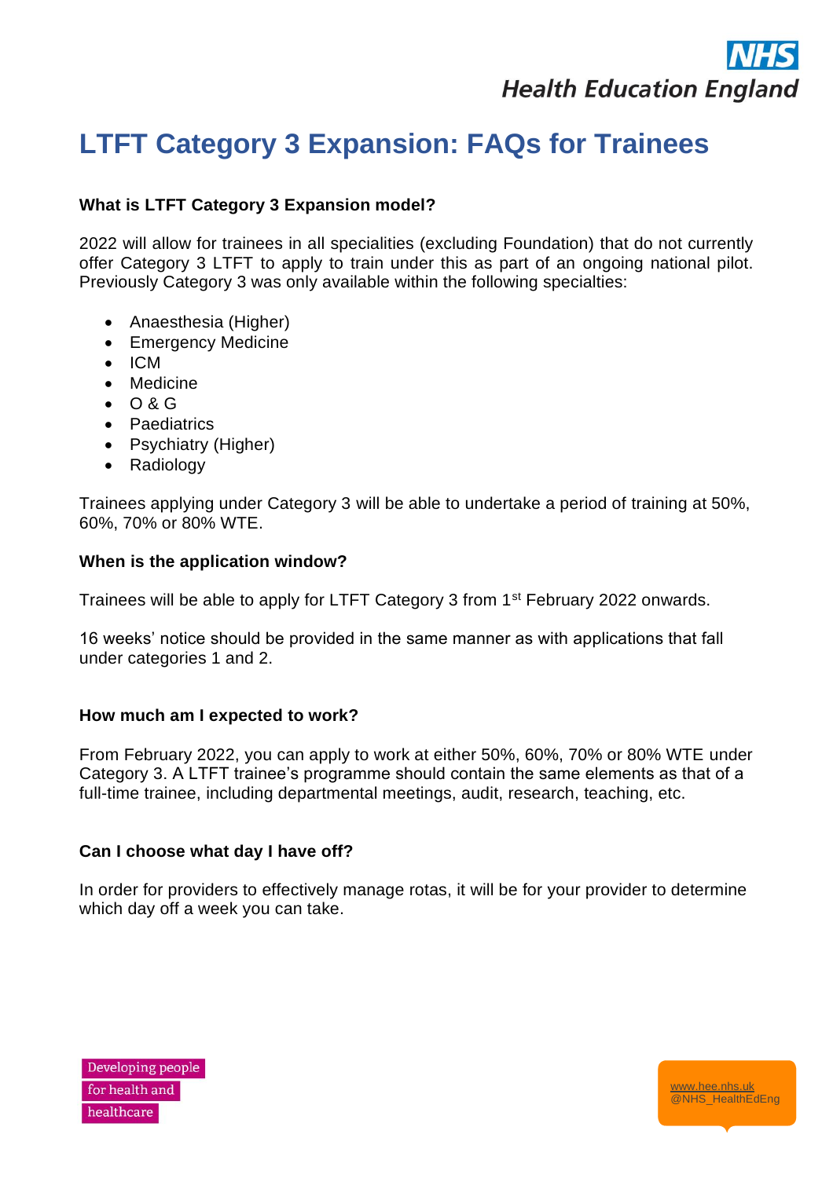# LTFT Category 3 Expansion: FAQs for Trainees

**What is LTFT Category 3 Expansion model?**

2022 will allow for trainees in all specialities (excluding Foundation) that do not currently offer Category 3 LTFT to apply to train under this as part of an ongoing national pilot. Previously Category 3 was only available within the following specialties:

- Anaesthesia (Higher)
- Emergency Medicine
- ICM
- Medicine
- O & G
- Paediatrics
- Psychiatry (Higher)
- Radiology

Trainees applying under Category 3 will be able to undertake a period of training at 50%, 60%, 70% or 80% WTE.

**When is the application window?**

Trainees will be able to apply for LTFT Category 3 from 1st February 2022 onwards.

16 weeks' notice should be provided in the same manner as with applications that fall under categories 1 and 2.

**How much am I expected to work?**

From February 2022, you can apply to work at either 50%, 60%, 70% or 80% WTE under Category 3. A LTFT trainee's programme should contain the same elements as that of a full-time trainee, including departmental meetings, audit, research, teaching, etc.

**Can I choose what day I have off?**

In order for providers to effectively manage rotas, it will be for your provider to determine which day off a week you can take.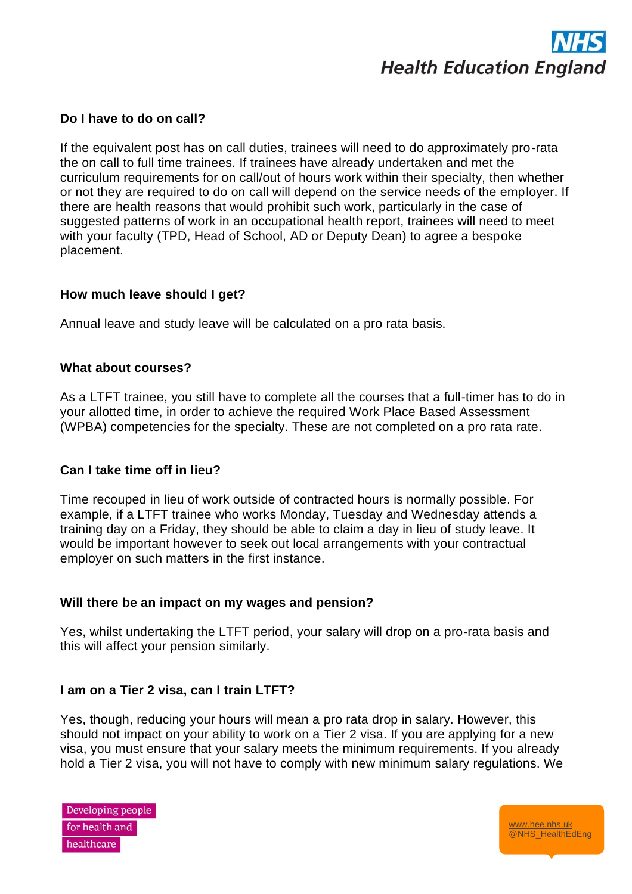**Do I have to do on call?**

If the equivalent post has on call duties, trainees will need to do approximately pro-rata the on call to full time trainees. If trainees have already undertaken and met the curriculum requirements for on call/out of hours work within their specialty, then whether or not they are required to do on call will depend on the service needs of the employer. If there are health reasons that would prohibit such work, particularly in the case of suggested patterns of work in an occupational health report, trainees will need to meet with your faculty (TPD, Head of School, AD or Deputy Dean) to agree a bespoke placement.

**How much leave should I get?**

Annual leave and study leave will be calculated on a pro rata basis.

**What about courses?**

As a LTFT trainee, you still have to complete all the courses that a full-timer has to do in your allotted time, in order to achieve the required Work Place Based Assessment (WPBA) competencies for the specialty. These are not completed on a pro rata rate.

**Can I take time off in lieu?**

Time recouped in lieu of work outside of contracted hours is normally possible. For example, if a LTFT trainee who works Monday, Tuesday and Wednesday attends a training day on a Friday, they should be able to claim a day in lieu of study leave. It would be important however to seek out local arrangements with your contractual employer on such matters in the first instance.

**Will there be an impact on my wages and pension?**

Yes, whilst undertaking the LTFT period, your salary will drop on a pro-rata basis and this will affect your pension similarly.

**I am on a Tier 2 visa, can I train LTFT?**

Yes, though, reducing your hours will mean a pro rata drop in salary. However, this should not impact on your ability to work on a Tier 2 visa. If you are applying for a new visa, you must ensure that your salary meets the minimum requirements. If you already hold a Tier 2 visa, you will not have to comply with new minimum salary regulations. We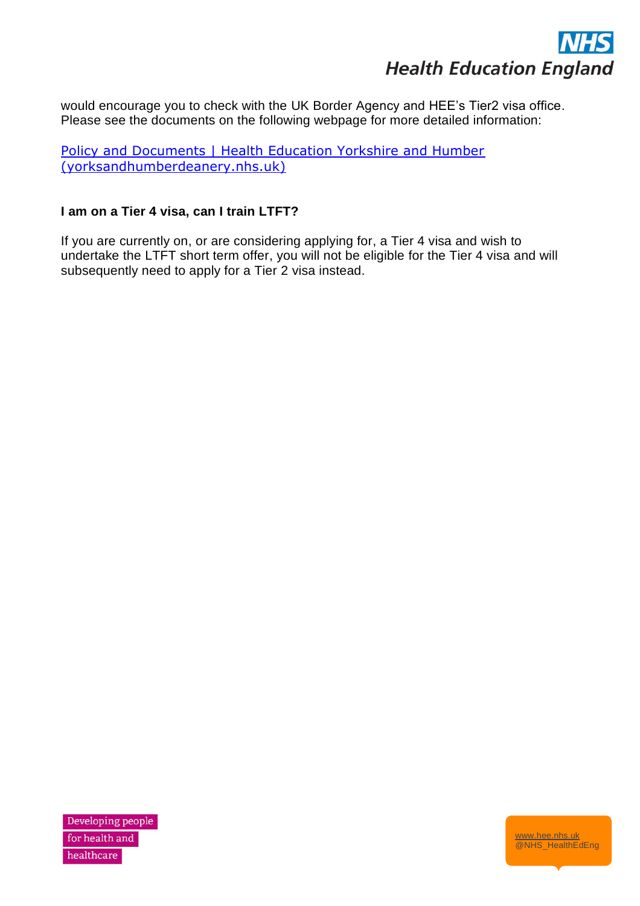would encourage you to check with the UK Border Agency and HEE's Tier2 visa office. Please see the documents on the following webpage for more detailed information:

[Policy and Documents | Health Education Yorkshire and Humber (yorksandhumberdeanery.nhs.uk)](yorksandhumberdeanery.nhs.uk)

**I am on a Tier 4 visa, can I train LTFT?**

If you are currently on, or are considering applying for, a Tier 4 visa and wish to undertake the LTFT short term offer, you will not be eligible for the Tier 4 visa and will subsequently need to apply for a Tier 2 visa instead.